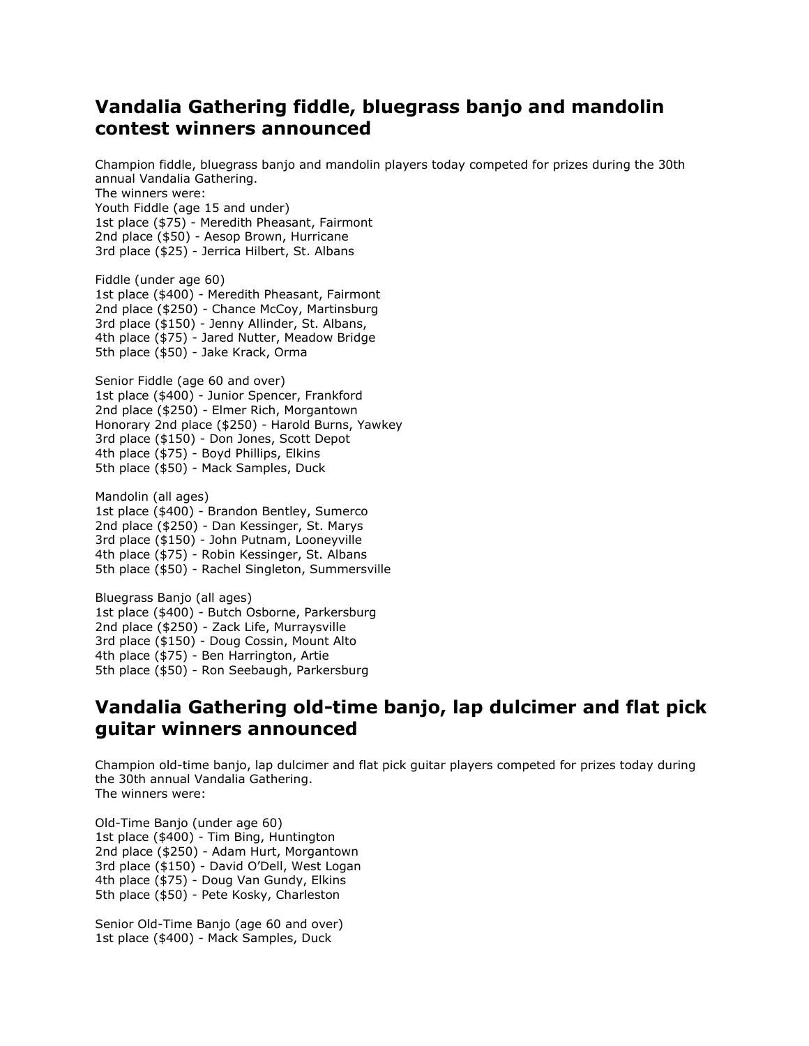## Vandalia Gathering fiddle, bluegrass banjo and mandolin contest winners announced

Champion fiddle, bluegrass banjo and mandolin players today competed for prizes during the 30th annual Vandalia Gathering.
The winners were:
Youth Fiddle (age 15 and under)
1st place ($75) - Meredith Pheasant, Fairmont
2nd place ($50) - Aesop Brown, Hurricane
3rd place ($25) - Jerrica Hilbert, St. Albans

Fiddle (under age 60)
1st place ($400) - Meredith Pheasant, Fairmont
2nd place ($250) - Chance McCoy, Martinsburg
3rd place ($150) - Jenny Allinder, St. Albans,
4th place ($75) - Jared Nutter, Meadow Bridge
5th place ($50) - Jake Krack, Orma

Senior Fiddle (age 60 and over)
1st place ($400) - Junior Spencer, Frankford
2nd place ($250) - Elmer Rich, Morgantown
Honorary 2nd place ($250) - Harold Burns, Yawkey
3rd place ($150) - Don Jones, Scott Depot
4th place ($75) - Boyd Phillips, Elkins
5th place ($50) - Mack Samples, Duck

Mandolin (all ages)
1st place ($400) - Brandon Bentley, Sumerco
2nd place ($250) - Dan Kessinger, St. Marys
3rd place ($150) - John Putnam, Looneyville
4th place ($75) - Robin Kessinger, St. Albans
5th place ($50) - Rachel Singleton, Summersville

Bluegrass Banjo (all ages)
1st place ($400) - Butch Osborne, Parkersburg
2nd place ($250) - Zack Life, Murraysville
3rd place ($150) - Doug Cossin, Mount Alto
4th place ($75) - Ben Harrington, Artie
5th place ($50) - Ron Seebaugh, Parkersburg

## Vandalia Gathering old-time banjo, lap dulcimer and flat pick guitar winners announced

Champion old-time banjo, lap dulcimer and flat pick guitar players competed for prizes today during the 30th annual Vandalia Gathering.
The winners were:

Old-Time Banjo (under age 60)
1st place ($400) - Tim Bing, Huntington
2nd place ($250) - Adam Hurt, Morgantown
3rd place ($150) - David O'Dell, West Logan
4th place ($75) - Doug Van Gundy, Elkins
5th place ($50) - Pete Kosky, Charleston

Senior Old-Time Banjo (age 60 and over)
1st place ($400) - Mack Samples, Duck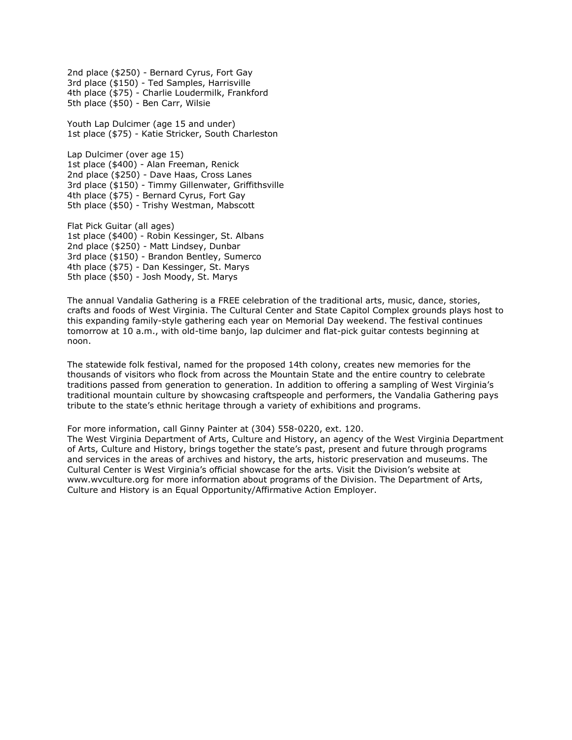2nd place ($250) - Bernard Cyrus, Fort Gay
3rd place ($150) - Ted Samples, Harrisville
4th place ($75) - Charlie Loudermilk, Frankford
5th place ($50) - Ben Carr, Wilsie

Youth Lap Dulcimer (age 15 and under)
1st place ($75) - Katie Stricker, South Charleston

Lap Dulcimer (over age 15)
1st place ($400) - Alan Freeman, Renick
2nd place ($250) - Dave Haas, Cross Lanes
3rd place ($150) - Timmy Gillenwater, Griffithsville
4th place ($75) - Bernard Cyrus, Fort Gay
5th place ($50) - Trishy Westman, Mabscott

Flat Pick Guitar (all ages)
1st place ($400) - Robin Kessinger, St. Albans
2nd place ($250) - Matt Lindsey, Dunbar
3rd place ($150) - Brandon Bentley, Sumerco
4th place ($75) - Dan Kessinger, St. Marys
5th place ($50) - Josh Moody, St. Marys

The annual Vandalia Gathering is a FREE celebration of the traditional arts, music, dance, stories, crafts and foods of West Virginia. The Cultural Center and State Capitol Complex grounds plays host to this expanding family-style gathering each year on Memorial Day weekend. The festival continues tomorrow at 10 a.m., with old-time banjo, lap dulcimer and flat-pick guitar contests beginning at noon.

The statewide folk festival, named for the proposed 14th colony, creates new memories for the thousands of visitors who flock from across the Mountain State and the entire country to celebrate traditions passed from generation to generation. In addition to offering a sampling of West Virginia's traditional mountain culture by showcasing craftspeople and performers, the Vandalia Gathering pays tribute to the state's ethnic heritage through a variety of exhibitions and programs.

For more information, call Ginny Painter at (304) 558-0220, ext. 120.
The West Virginia Department of Arts, Culture and History, an agency of the West Virginia Department of Arts, Culture and History, brings together the state's past, present and future through programs and services in the areas of archives and history, the arts, historic preservation and museums. The Cultural Center is West Virginia's official showcase for the arts. Visit the Division's website at www.wvculture.org for more information about programs of the Division. The Department of Arts, Culture and History is an Equal Opportunity/Affirmative Action Employer.